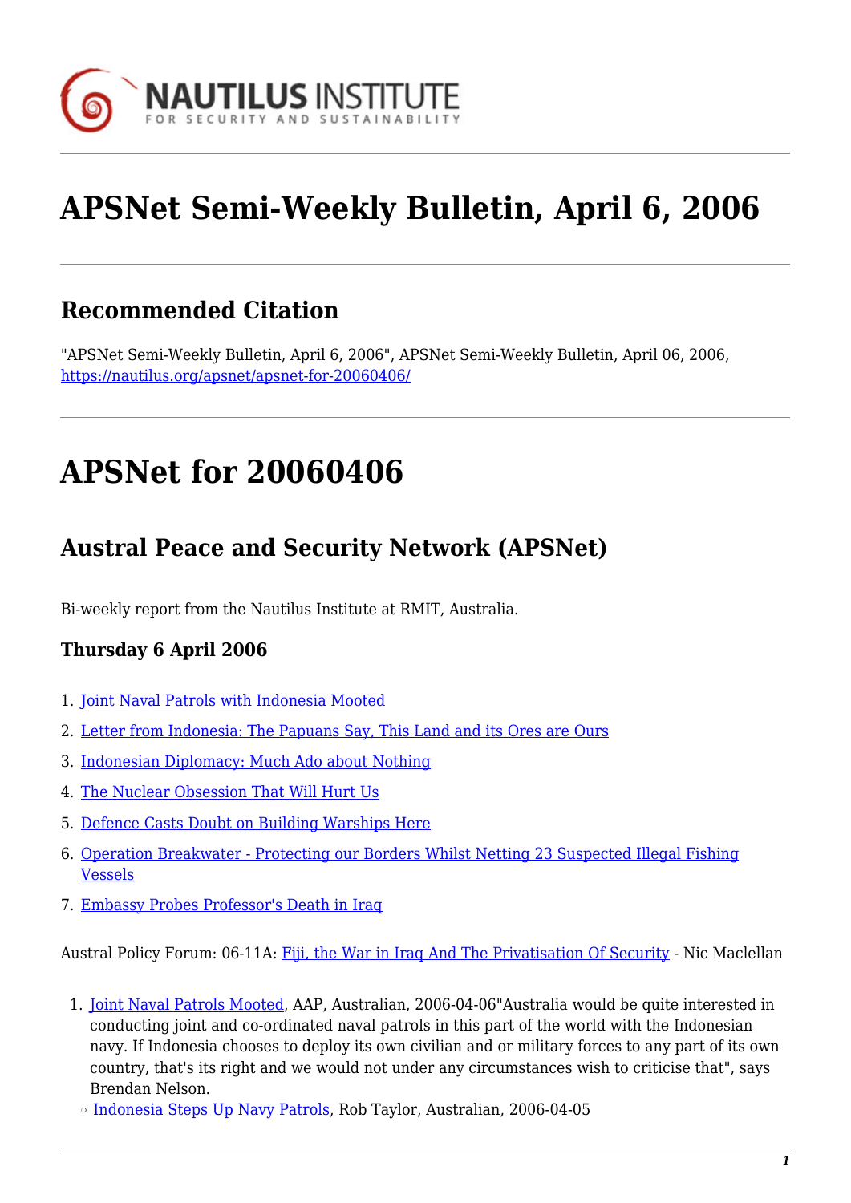# APSNet Semi-Weekly Bulletin, April 6, 2006

## Recommended Citation

"APSNet Semi-Weekly Bulletin, April 6, 2006", APSNet Semi-Weekly Bulletin, April 06, 2006, https://nautilus.org/apsnet/apsnet-for-20060406/

# APSNet for 20060406

## Austral Peace and Security Network (APSNet)

Bi-weekly report from the Nautilus Institute at RMIT, Australia.

### Thursday 6 April 2006

1. Joint Naval Patrols with Indonesia Mooted
2. Letter from Indonesia: The Papuans Say, This Land and its Ores are Ours
3. Indonesian Diplomacy: Much Ado about Nothing
4. The Nuclear Obsession That Will Hurt Us
5. Defence Casts Doubt on Building Warships Here
6. Operation Breakwater - Protecting our Borders Whilst Netting 23 Suspected Illegal Fishing Vessels
7. Embassy Probes Professor's Death in Iraq

Austral Policy Forum: 06-11A: Fiji, the War in Iraq And The Privatisation Of Security - Nic Maclellan

1. Joint Naval Patrols Mooted, AAP, Australian, 2006-04-06"Australia would be quite interested in conducting joint and co-ordinated naval patrols in this part of the world with the Indonesian navy. If Indonesia chooses to deploy its own civilian and or military forces to any part of its own country, that's its right and we would not under any circumstances wish to criticise that", says Brendan Nelson.
   - Indonesia Steps Up Navy Patrols, Rob Taylor, Australian, 2006-04-05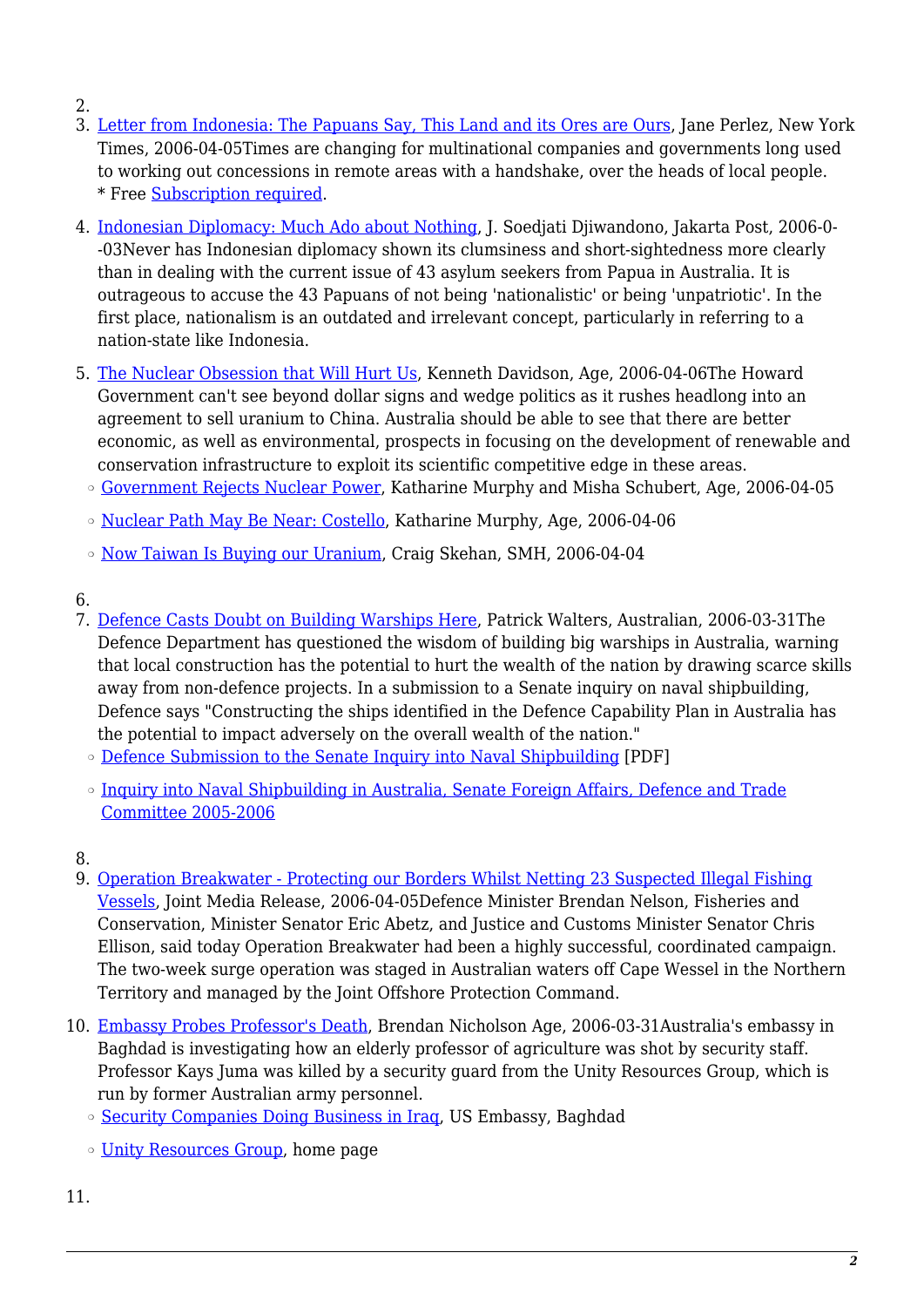2.
3. [Letter from Indonesia: The Papuans Say, This Land and its Ores are Ours](), Jane Perlez, New York Times, 2006-04-05Times are changing for multinational companies and governments long used to working out concessions in remote areas with a handshake, over the heads of local people.
   * Free [Subscription required]().

4. [Indonesian Diplomacy: Much Ado about Nothing](), J. Soedjati Djiwandono, Jakarta Post, 2006-0--03Never has Indonesian diplomacy shown its clumsiness and short-sightedness more clearly than in dealing with the current issue of 43 asylum seekers from Papua in Australia. It is outrageous to accuse the 43 Papuans of not being 'nationalistic' or being 'unpatriotic'. In the first place, nationalism is an outdated and irrelevant concept, particularly in referring to a nation-state like Indonesia.

5. [The Nuclear Obsession that Will Hurt Us](), Kenneth Davidson, Age, 2006-04-06The Howard Government can't see beyond dollar signs and wedge politics as it rushes headlong into an agreement to sell uranium to China. Australia should be able to see that there are better economic, as well as environmental, prospects in focusing on the development of renewable and conservation infrastructure to exploit its scientific competitive edge in these areas.
   - [Government Rejects Nuclear Power](), Katharine Murphy and Misha Schubert, Age, 2006-04-05
   - [Nuclear Path May Be Near: Costello](), Katharine Murphy, Age, 2006-04-06
   - [Now Taiwan Is Buying our Uranium](), Craig Skehan, SMH, 2006-04-04

6.
7. [Defence Casts Doubt on Building Warships Here](), Patrick Walters, Australian, 2006-03-31The Defence Department has questioned the wisdom of building big warships in Australia, warning that local construction has the potential to hurt the wealth of the nation by drawing scarce skills away from non-defence projects. In a submission to a Senate inquiry on naval shipbuilding, Defence says "Constructing the ships identified in the Defence Capability Plan in Australia has the potential to impact adversely on the overall wealth of the nation."
   - [Defence Submission to the Senate Inquiry into Naval Shipbuilding]() [PDF]
   - [Inquiry into Naval Shipbuilding in Australia, Senate Foreign Affairs, Defence and Trade Committee 2005-2006]()

8.
9. [Operation Breakwater - Protecting our Borders Whilst Netting 23 Suspected Illegal Fishing Vessels](), Joint Media Release, 2006-04-05Defence Minister Brendan Nelson, Fisheries and Conservation, Minister Senator Eric Abetz, and Justice and Customs Minister Senator Chris Ellison, said today Operation Breakwater had been a highly successful, coordinated campaign. The two-week surge operation was staged in Australian waters off Cape Wessel in the Northern Territory and managed by the Joint Offshore Protection Command.

10. [Embassy Probes Professor's Death](), Brendan Nicholson Age, 2006-03-31Australia's embassy in Baghdad is investigating how an elderly professor of agriculture was shot by security staff. Professor Kays Juma was killed by a security guard from the Unity Resources Group, which is run by former Australian army personnel.
    - [Security Companies Doing Business in Iraq](), US Embassy, Baghdad
    - [Unity Resources Group](), home page

11.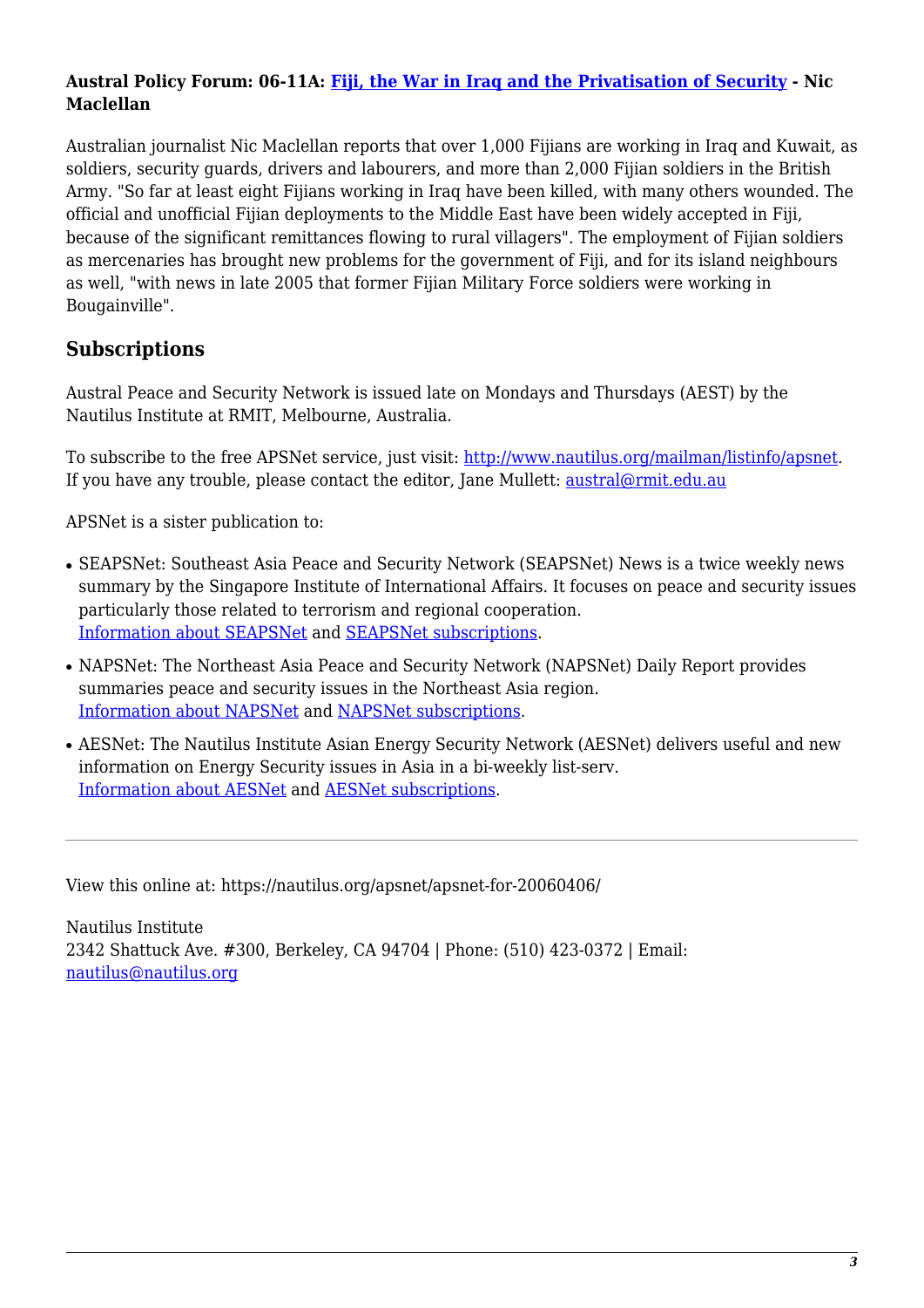**Austral Policy Forum: 06-11A: [Fiji, the War in Iraq and the Privatisation of Security]() - Nic Maclellan**

Australian journalist Nic Maclellan reports that over 1,000 Fijians are working in Iraq and Kuwait, as soldiers, security guards, drivers and labourers, and more than 2,000 Fijian soldiers in the British Army. "So far at least eight Fijians working in Iraq have been killed, with many others wounded. The official and unofficial Fijian deployments to the Middle East have been widely accepted in Fiji, because of the significant remittances flowing to rural villagers". The employment of Fijian soldiers as mercenaries has brought new problems for the government of Fiji, and for its island neighbours as well, "with news in late 2005 that former Fijian Military Force soldiers were working in Bougainville".

## Subscriptions

Austral Peace and Security Network is issued late on Mondays and Thursdays (AEST) by the Nautilus Institute at RMIT, Melbourne, Australia.

To subscribe to the free APSNet service, just visit: [http://www.nautilus.org/mailman/listinfo/apsnet](http://www.nautilus.org/mailman/listinfo/apsnet). If you have any trouble, please contact the editor, Jane Mullett: [austral@rmit.edu.au](mailto:austral@rmit.edu.au)

APSNet is a sister publication to:

- SEAPSNet: Southeast Asia Peace and Security Network (SEAPSNet) News is a twice weekly news summary by the Singapore Institute of International Affairs. It focuses on peace and security issues particularly those related to terrorism and regional cooperation.
  [Information about SEAPSNet]() and [SEAPSNet subscriptions]().
- NAPSNet: The Northeast Asia Peace and Security Network (NAPSNet) Daily Report provides summaries peace and security issues in the Northeast Asia region.
  [Information about NAPSNet]() and [NAPSNet subscriptions]().
- AESNet: The Nautilus Institute Asian Energy Security Network (AESNet) delivers useful and new information on Energy Security issues in Asia in a bi-weekly list-serv.
  [Information about AESNet]() and [AESNet subscriptions]().

---

View this online at: https://nautilus.org/apsnet/apsnet-for-20060406/

Nautilus Institute
2342 Shattuck Ave. #300, Berkeley, CA 94704 | Phone: (510) 423-0372 | Email: [nautilus@nautilus.org](mailto:nautilus@nautilus.org)